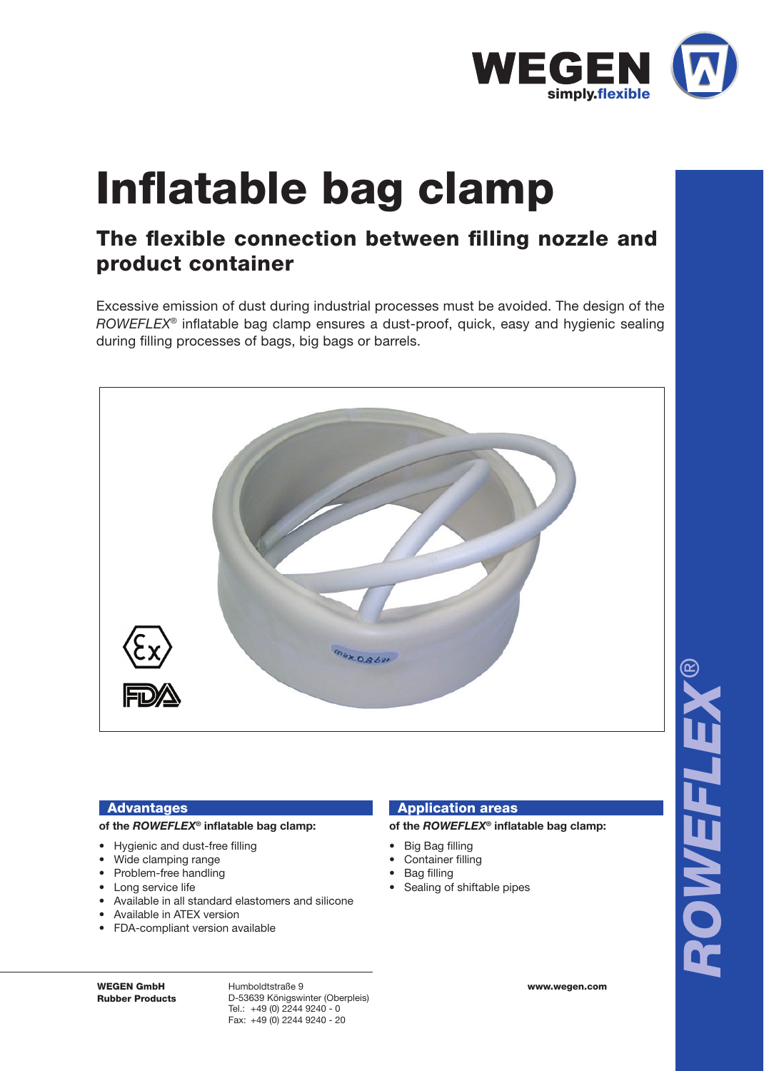WEGEN simply.flexible

# Inflatable bag clamp

## The flexible connection between filling nozzle and product container

Excessive emission of dust during industrial processes must be avoided. The design of the *ROWEFLEX*® inflatable bag clamp ensures a dust-proof, quick, easy and hygienic sealing during filling processes of bags, big bags or barrels.

### Advantages

**of the *ROWEFLEX*® inflatable bag clamp:**

- Hygienic and dust-free filling
- Wide clamping range
- Problem-free handling
- Long service life
- Available in all standard elastomers and silicone
- Available in ATEX version
- FDA-compliant version available

### Application areas

**of the *ROWEFLEX*® inflatable bag clamp:**

- Big Bag filling
- Container filling
- Bag filling
- Sealing of shiftable pipes

**WEGEN GmbH**
**Rubber Products**

Humboldtstraße 9
D-53639 Königswinter (Oberpleis)
Tel.: +49 (0) 2244 9240 - 0
Fax: +49 (0) 2244 9240 - 20

**www.wegen.com**

*ROWEFLEX*®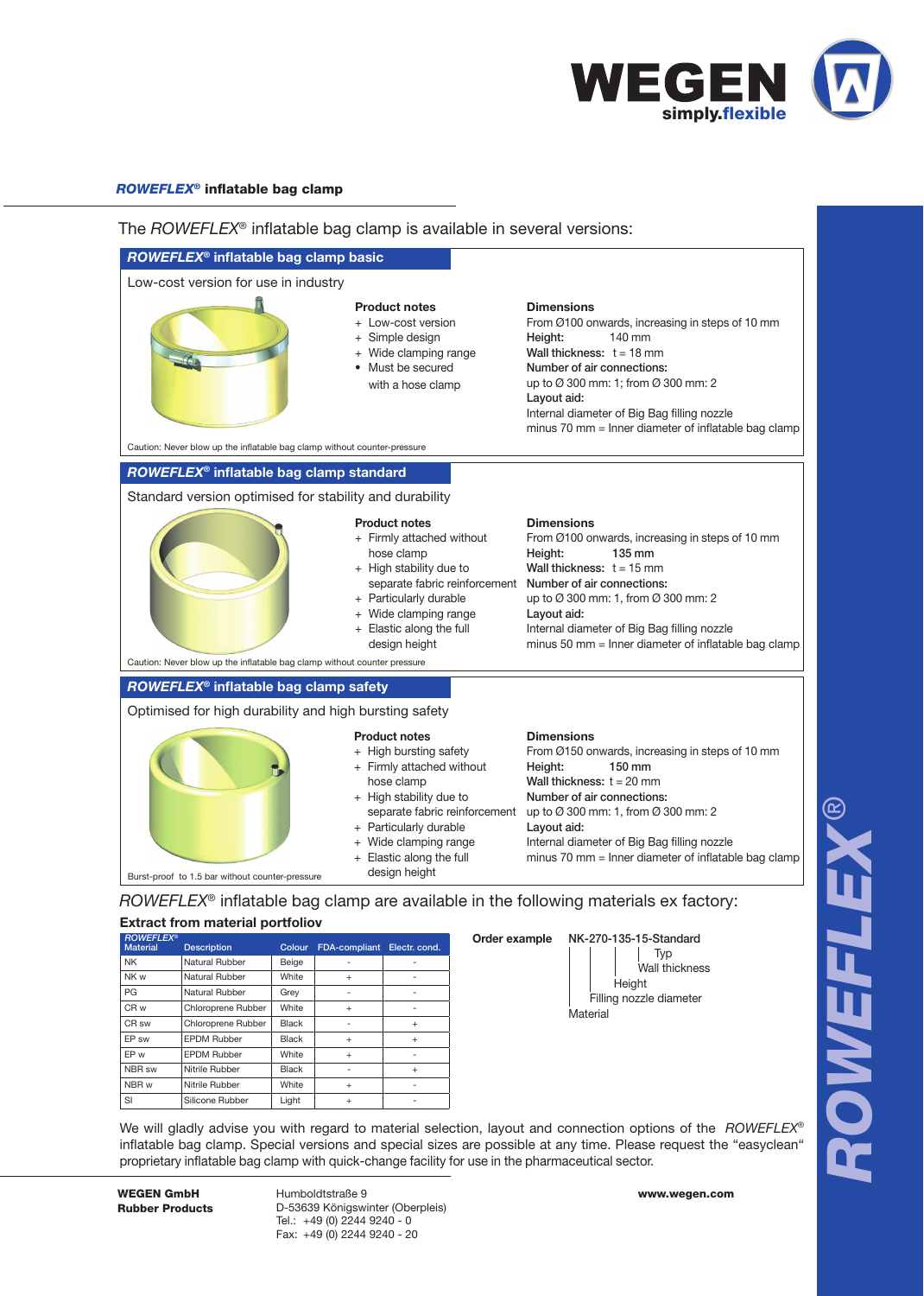## *ROWEFLEX*® inflatable bag clamp

The *ROWEFLEX*® inflatable bag clamp is available in several versions:

### *ROWEFLEX*® inflatable bag clamp basic

Low-cost version for use in industry

**Product notes**

- \+ Low-cost version
- \+ Simple design
- \+ Wide clamping range
- • Must be secured with a hose clamp

**Dimensions**

From Ø100 onwards, increasing in steps of 10 mm
**Height:** 140 mm
**Wall thickness:** t = 18 mm
**Number of air connections:**
up to Ø 300 mm: 1; from Ø 300 mm: 2
**Layout aid:**
Internal diameter of Big Bag filling nozzle minus 70 mm = Inner diameter of inflatable bag clamp

Caution: Never blow up the inflatable bag clamp without counter-pressure

### *ROWEFLEX*® inflatable bag clamp standard

Standard version optimised for stability and durability

**Product notes**

- \+ Firmly attached without hose clamp
- \+ High stability due to separate fabric reinforcement
- \+ Particularly durable
- \+ Wide clamping range
- \+ Elastic along the full design height

**Dimensions**

From Ø100 onwards, increasing in steps of 10 mm
**Height:** 135 mm
**Wall thickness:** t = 15 mm
**Number of air connections:**
up to Ø 300 mm: 1, from Ø 300 mm: 2
**Layout aid:**
Internal diameter of Big Bag filling nozzle minus 50 mm = Inner diameter of inflatable bag clamp

Caution: Never blow up the inflatable bag clamp without counter pressure

### *ROWEFLEX*® inflatable bag clamp safety

Optimised for high durability and high bursting safety

**Product notes**

- \+ High bursting safety
- \+ Firmly attached without hose clamp
- \+ High stability due to separate fabric reinforcement
- \+ Particularly durable
- \+ Wide clamping range
- \+ Elastic along the full design height

**Dimensions**

From Ø150 onwards, increasing in steps of 10 mm
**Height:** 150 mm
**Wall thickness:** t = 20 mm
**Number of air connections:**
up to Ø 300 mm: 1, from Ø 300 mm: 2
**Layout aid:**
Internal diameter of Big Bag filling nozzle minus 70 mm = Inner diameter of inflatable bag clamp

Burst-proof to 1.5 bar without counter-pressure

*ROWEFLEX*® inflatable bag clamp are available in the following materials ex factory:

**Extract from material portfoliov**

| *ROWEFLEX*® Material | Description | Colour | FDA-compliant | Electr. cond. |
|---|---|---|---|---|
| NK | Natural Rubber | Beige | - | - |
| NK w | Natural Rubber | White | + | - |
| PG | Natural Rubber | Grey | - | - |
| CR w | Chloroprene Rubber | White | + | - |
| CR sw | Chloroprene Rubber | Black | - | + |
| EP sw | EPDM Rubber | Black | + | + |
| EP w | EPDM Rubber | White | + | - |
| NBR sw | Nitrile Rubber | Black | - | + |
| NBR w | Nitrile Rubber | White | + | - |
| SI | Silicone Rubber | Light | + | - |

**Order example** NK-270-135-15-Standard

- Typ
- Wall thickness
- Height
- Filling nozzle diameter
- Material

We will gladly advise you with regard to material selection, layout and connection options of the *ROWEFLEX*® inflatable bag clamp. Special versions and special sizes are possible at any time. Please request the "easyclean" proprietary inflatable bag clamp with quick-change facility for use in the pharmaceutical sector.

**WEGEN GmbH**
**Rubber Products**

Humboldtstraße 9
D-53639 Königswinter (Oberpleis)
Tel.: +49 (0) 2244 9240 - 0
Fax: +49 (0) 2244 9240 - 20

**www.wegen.com**